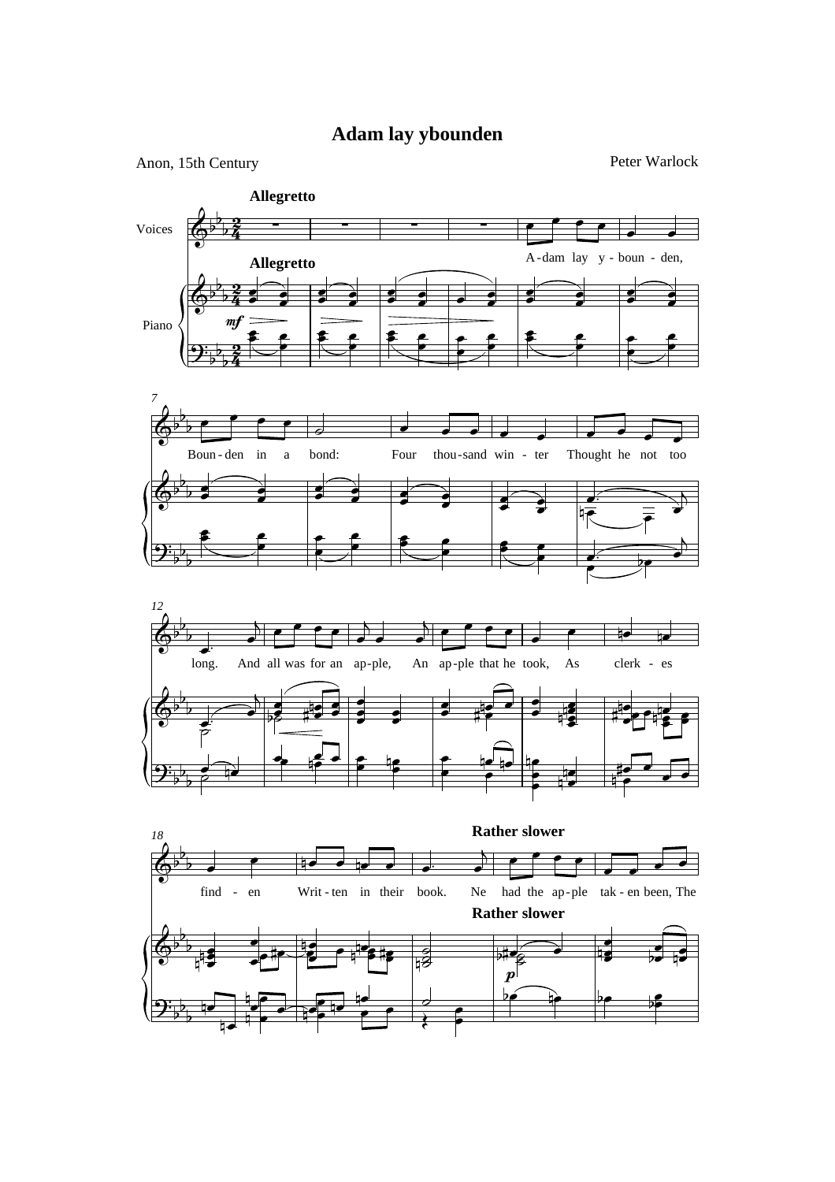# Adam lay ybounden

Anon, 15th Century

Peter Warlock

**Allegretto**

Voices

Piano

*mf*

A-dam lay y-boun-den, Boun-den in a bond: Four thou-sand win-ter Thought he not too long. And all was for an ap-ple, An ap-ple that he took, As clerk-es find-en Writ-ten in their book.

**Rather slower**

Ne had the ap-ple tak-en been, The

*p*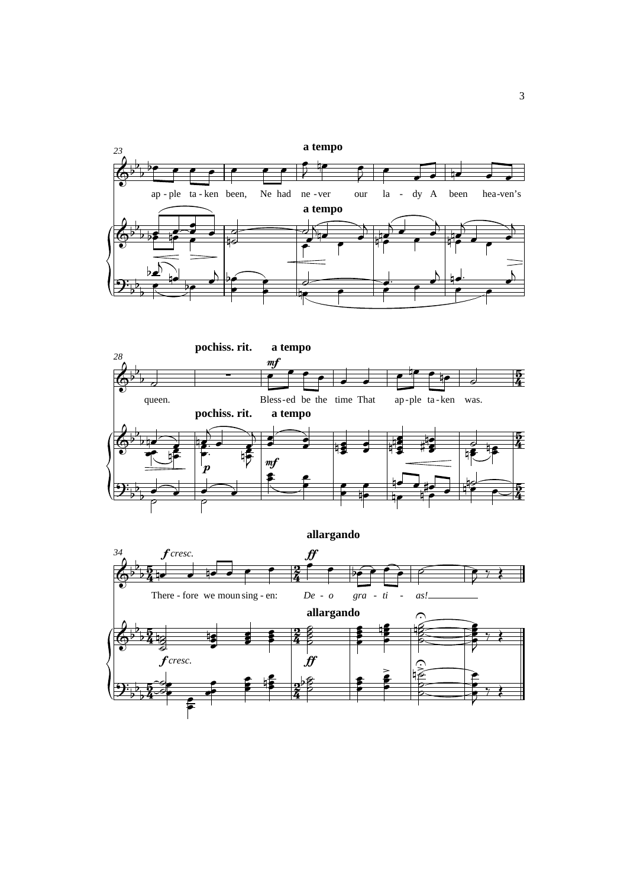23

a tempo

ap - ple ta - ken been, Ne had ne - ver our la - dy A been hea - ven's

a tempo

28

pochiss. rit. a tempo

*mf*

queen. Bless - ed be the time That ap - ple ta - ken was.

pochiss. rit. a tempo

*p*

*mf*

34

*f cresc.*

allargando

*ff*

There - fore we moun sing - en: *De - o gra - ti - as!*

allargando

*f cresc.*

*ff*